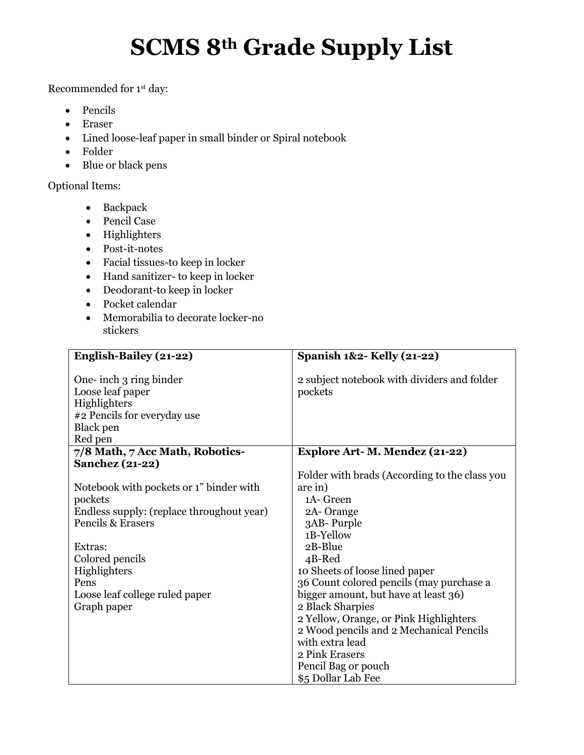# SCMS 8th Grade Supply List

Recommended for 1st day:

- Pencils
- Eraser
- Lined loose-leaf paper in small binder or Spiral notebook
- Folder
- Blue or black pens

Optional Items:

- Backpack
- Pencil Case
- Highlighters
- Post-it-notes
- Facial tissues-to keep in locker
- Hand sanitizer- to keep in locker
- Deodorant-to keep in locker
- Pocket calendar
- Memorabilia to decorate locker-no stickers

| | |
|---|---|
| **English-Bailey (21-22)**<br><br>One- inch 3 ring binder<br>Loose leaf paper<br>Highlighters<br>#2 Pencils for everyday use<br>Black pen<br>Red pen | **Spanish 1&2- Kelly (21-22)**<br><br>2 subject notebook with dividers and folder pockets |
| **7/8 Math, 7 Acc Math, Robotics-Sanchez (21-22)**<br><br>Notebook with pockets or 1" binder with pockets<br>Endless supply: (replace throughout year)<br>Pencils & Erasers<br><br>Extras:<br>Colored pencils<br>Highlighters<br>Pens<br>Loose leaf college ruled paper<br>Graph paper | **Explore Art- M. Mendez (21-22)**<br><br>Folder with brads (According to the class you are in)<br>1A- Green<br>2A- Orange<br>3AB- Purple<br>1B-Yellow<br>2B-Blue<br>4B-Red<br>10 Sheets of loose lined paper<br>36 Count colored pencils (may purchase a bigger amount, but have at least 36)<br>2 Black Sharpies<br>2 Yellow, Orange, or Pink Highlighters<br>2 Wood pencils and 2 Mechanical Pencils with extra lead<br>2 Pink Erasers<br>Pencil Bag or pouch<br>$5 Dollar Lab Fee |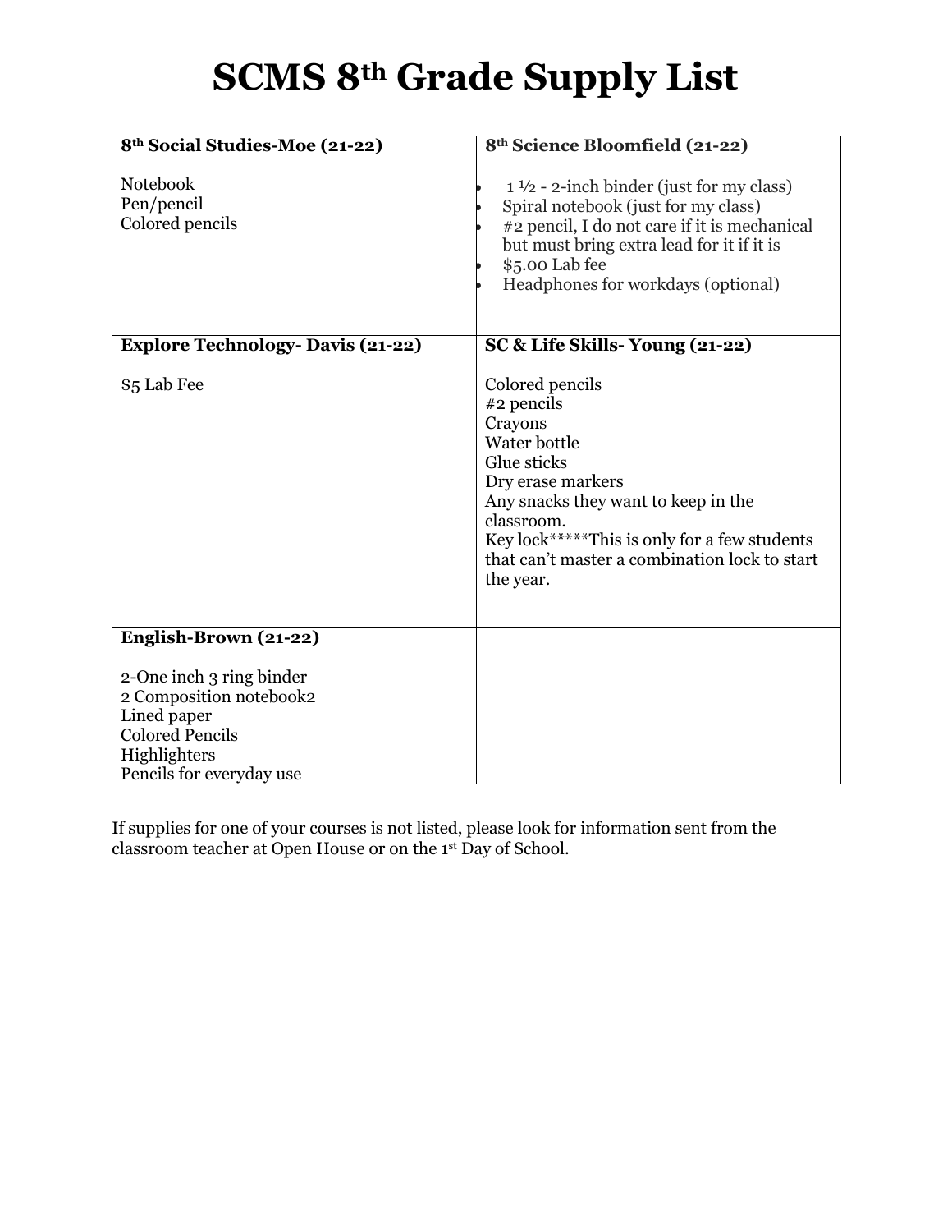# SCMS 8th Grade Supply List

| | |
|---|---|
| **8th Social Studies-Moe (21-22)**<br><br>Notebook<br>Pen/pencil<br>Colored pencils | **8th Science Bloomfield (21-22)**<br><br>• 1 ½ - 2-inch binder (just for my class)<br>• Spiral notebook (just for my class)<br>• #2 pencil, I do not care if it is mechanical but must bring extra lead for it if it is<br>• $5.00 Lab fee<br>• Headphones for workdays (optional) |
| **Explore Technology- Davis (21-22)**<br><br>$5 Lab Fee | **SC & Life Skills- Young (21-22)**<br><br>Colored pencils<br>#2 pencils<br>Crayons<br>Water bottle<br>Glue sticks<br>Dry erase markers<br>Any snacks they want to keep in the classroom.<br>Key lock*****This is only for a few students that can't master a combination lock to start the year. |
| **English-Brown (21-22)**<br><br>2-One inch 3 ring binder<br>2 Composition notebook2<br>Lined paper<br>Colored Pencils<br>Highlighters<br>Pencils for everyday use | |

If supplies for one of your courses is not listed, please look for information sent from the classroom teacher at Open House or on the 1st Day of School.